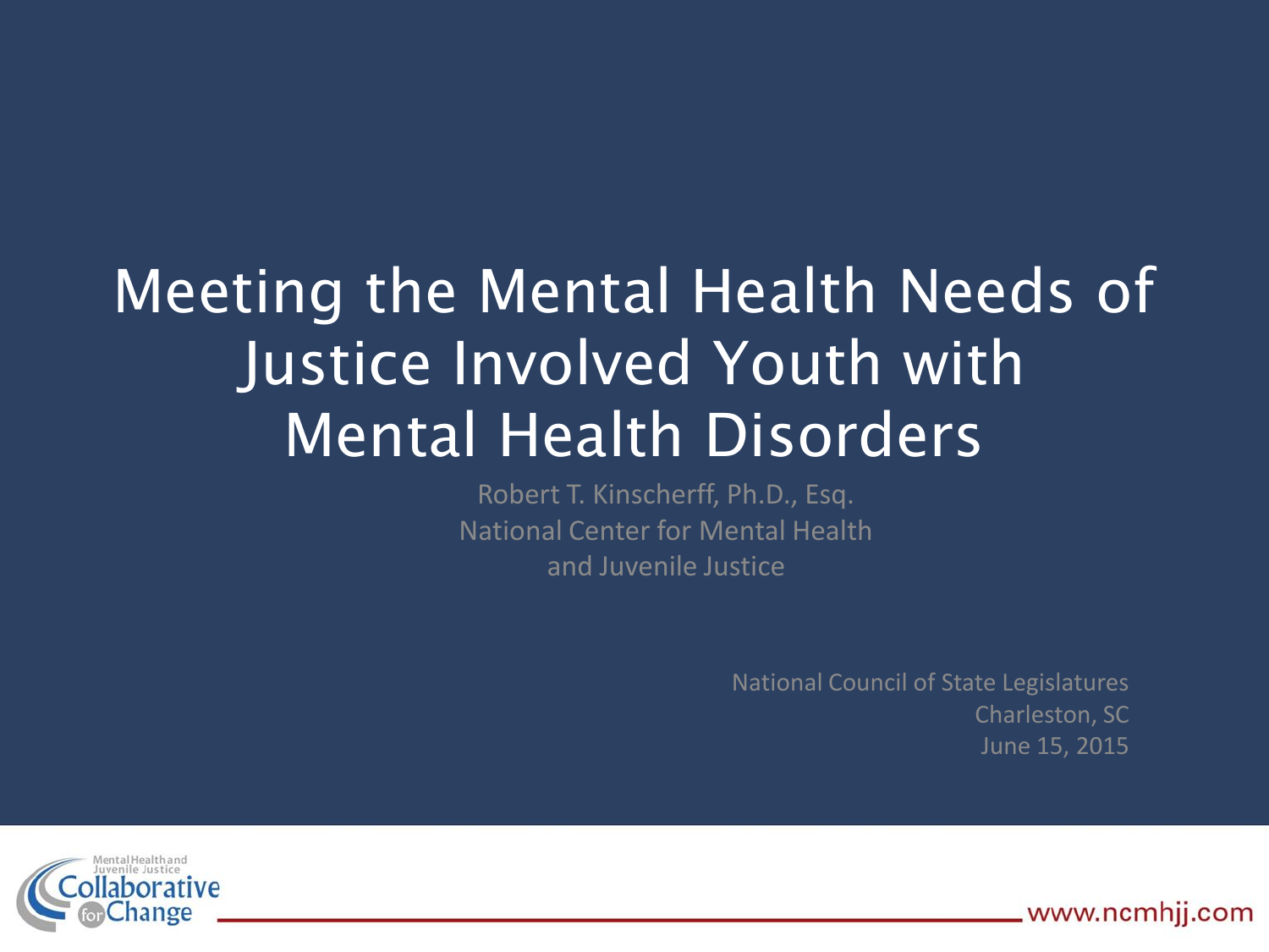# Meeting the Mental Health Needs of Justice Involved Youth with Mental Health Disorders

Robert T. Kinscherff, Ph.D., Esq.
National Center for Mental Health and Juvenile Justice

National Council of State Legislatures
Charleston, SC
June 15, 2015

Mental Health and Juvenile Justice Collaborative for Change

www.ncmhjj.com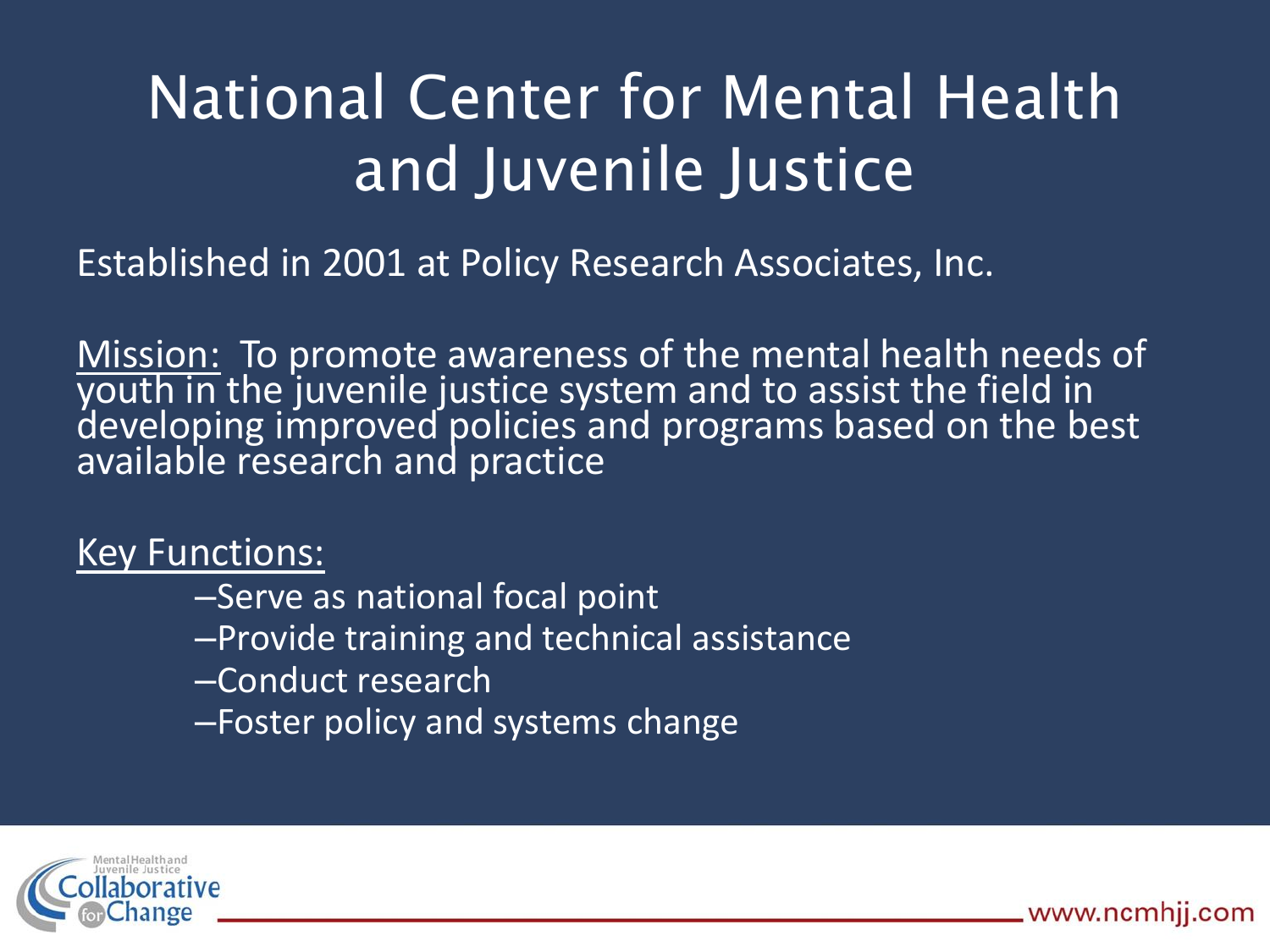# National Center for Mental Health and Juvenile Justice

Established in 2001 at Policy Research Associates, Inc.

Mission: To promote awareness of the mental health needs of youth in the juvenile justice system and to assist the field in developing improved policies and programs based on the best available research and practice

Key Functions:

- Serve as national focal point
- Provide training and technical assistance
- Conduct research
- Foster policy and systems change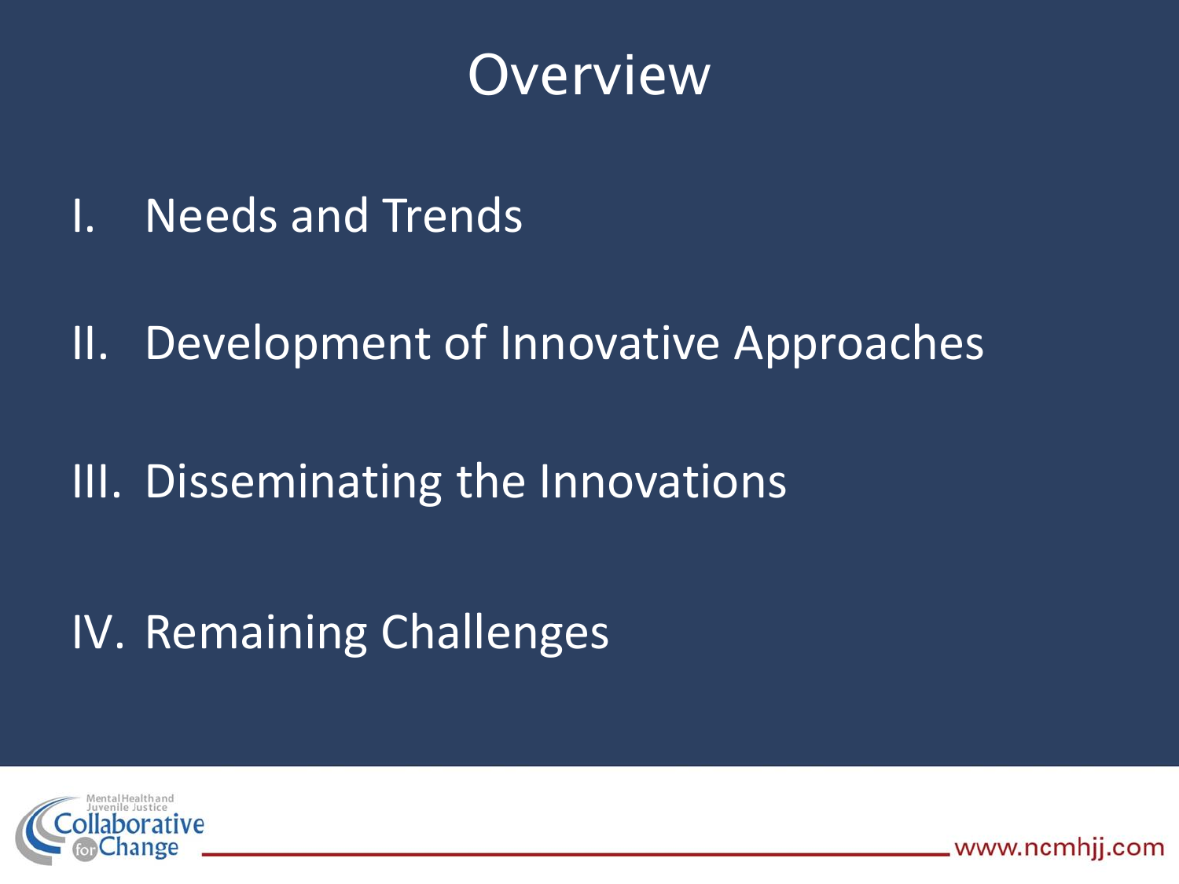# Overview

I. Needs and Trends

II. Development of Innovative Approaches

III. Disseminating the Innovations

IV. Remaining Challenges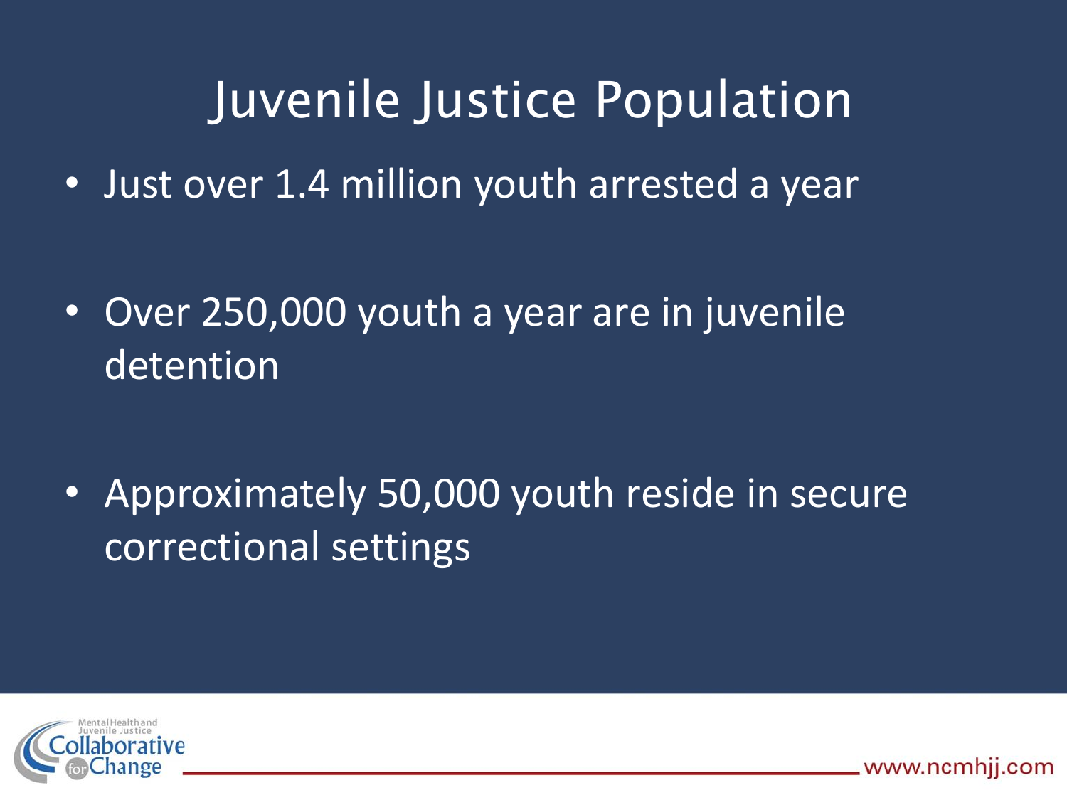# Juvenile Justice Population

- Just over 1.4 million youth arrested a year
- Over 250,000 youth a year are in juvenile detention
- Approximately 50,000 youth reside in secure correctional settings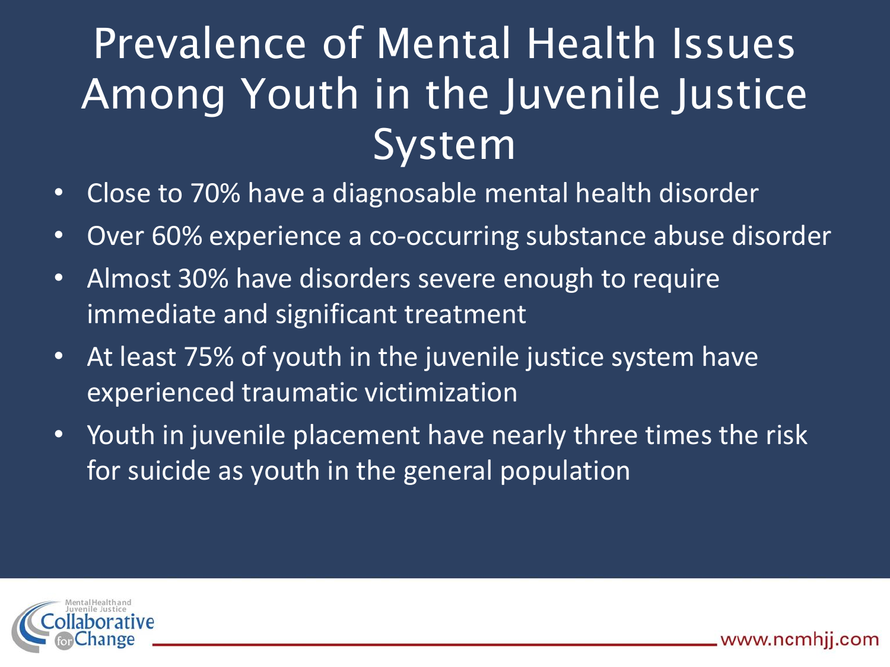# Prevalence of Mental Health Issues Among Youth in the Juvenile Justice System

- Close to 70% have a diagnosable mental health disorder
- Over 60% experience a co-occurring substance abuse disorder
- Almost 30% have disorders severe enough to require immediate and significant treatment
- At least 75% of youth in the juvenile justice system have experienced traumatic victimization
- Youth in juvenile placement have nearly three times the risk for suicide as youth in the general population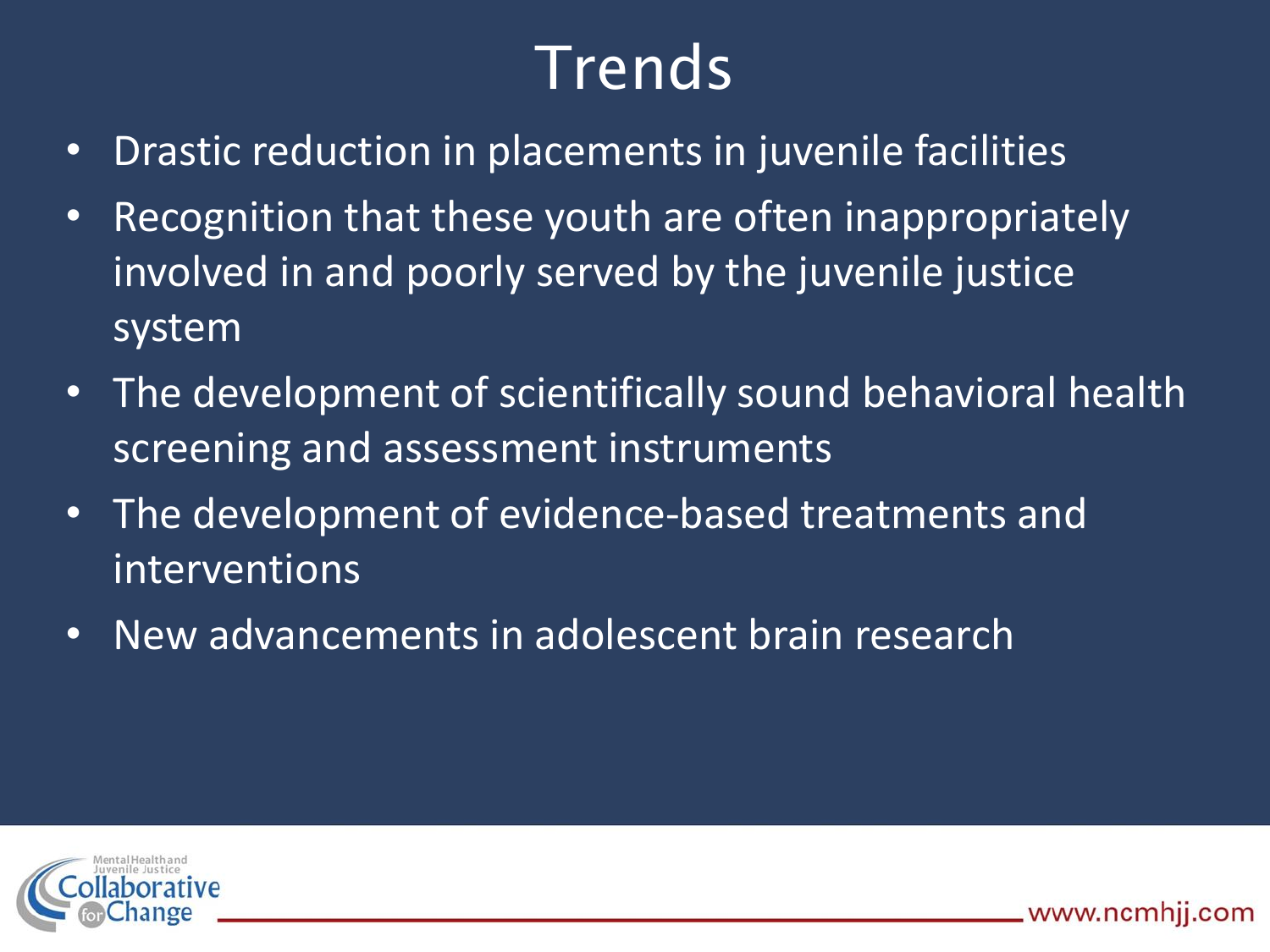# Trends

- Drastic reduction in placements in juvenile facilities
- Recognition that these youth are often inappropriately involved in and poorly served by the juvenile justice system
- The development of scientifically sound behavioral health screening and assessment instruments
- The development of evidence-based treatments and interventions
- New advancements in adolescent brain research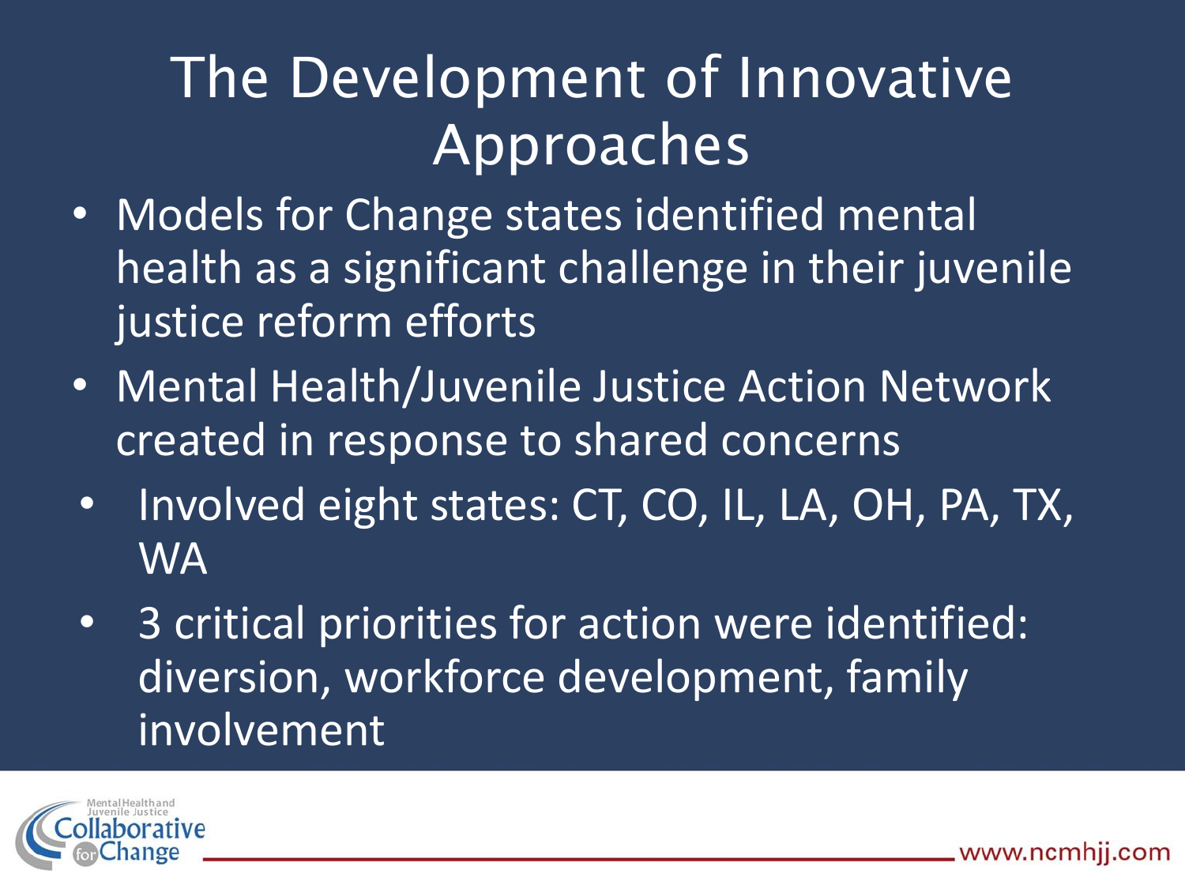# The Development of Innovative Approaches

- Models for Change states identified mental health as a significant challenge in their juvenile justice reform efforts
- Mental Health/Juvenile Justice Action Network created in response to shared concerns
- Involved eight states: CT, CO, IL, LA, OH, PA, TX, WA
- 3 critical priorities for action were identified: diversion, workforce development, family involvement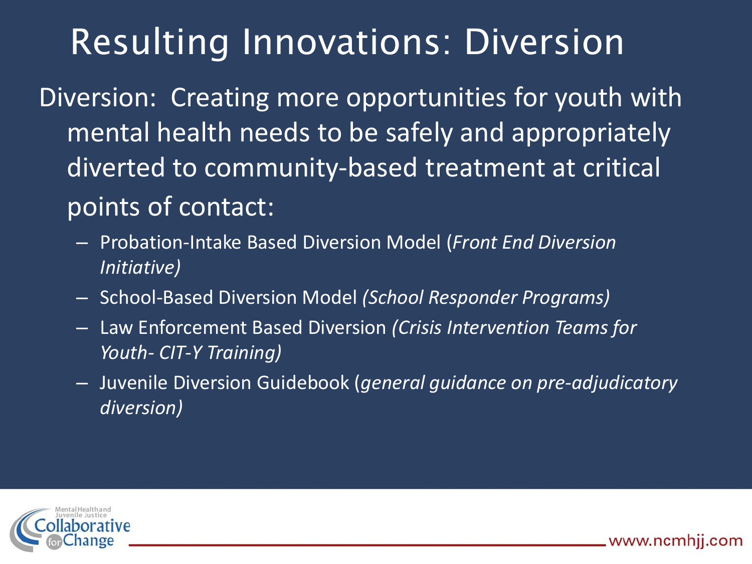# Resulting Innovations: Diversion

Diversion: Creating more opportunities for youth with mental health needs to be safely and appropriately diverted to community-based treatment at critical points of contact:

- Probation-Intake Based Diversion Model (*Front End Diversion Initiative)*
- School-Based Diversion Model *(School Responder Programs)*
- Law Enforcement Based Diversion *(Crisis Intervention Teams for Youth- CIT-Y Training)*
- Juvenile Diversion Guidebook (*general guidance on pre-adjudicatory diversion)*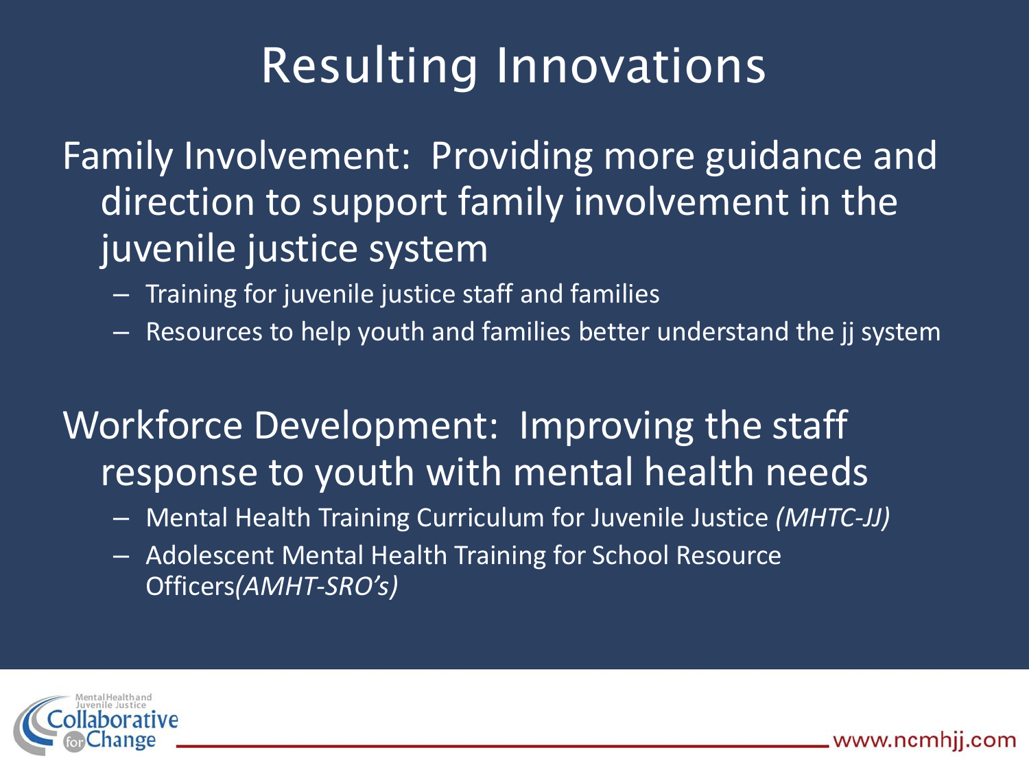# Resulting Innovations

Family Involvement: Providing more guidance and direction to support family involvement in the juvenile justice system

- Training for juvenile justice staff and families
- Resources to help youth and families better understand the jj system

Workforce Development: Improving the staff response to youth with mental health needs

- Mental Health Training Curriculum for Juvenile Justice *(MHTC-JJ)*
- Adolescent Mental Health Training for School Resource Officers*(AMHT-SRO's)*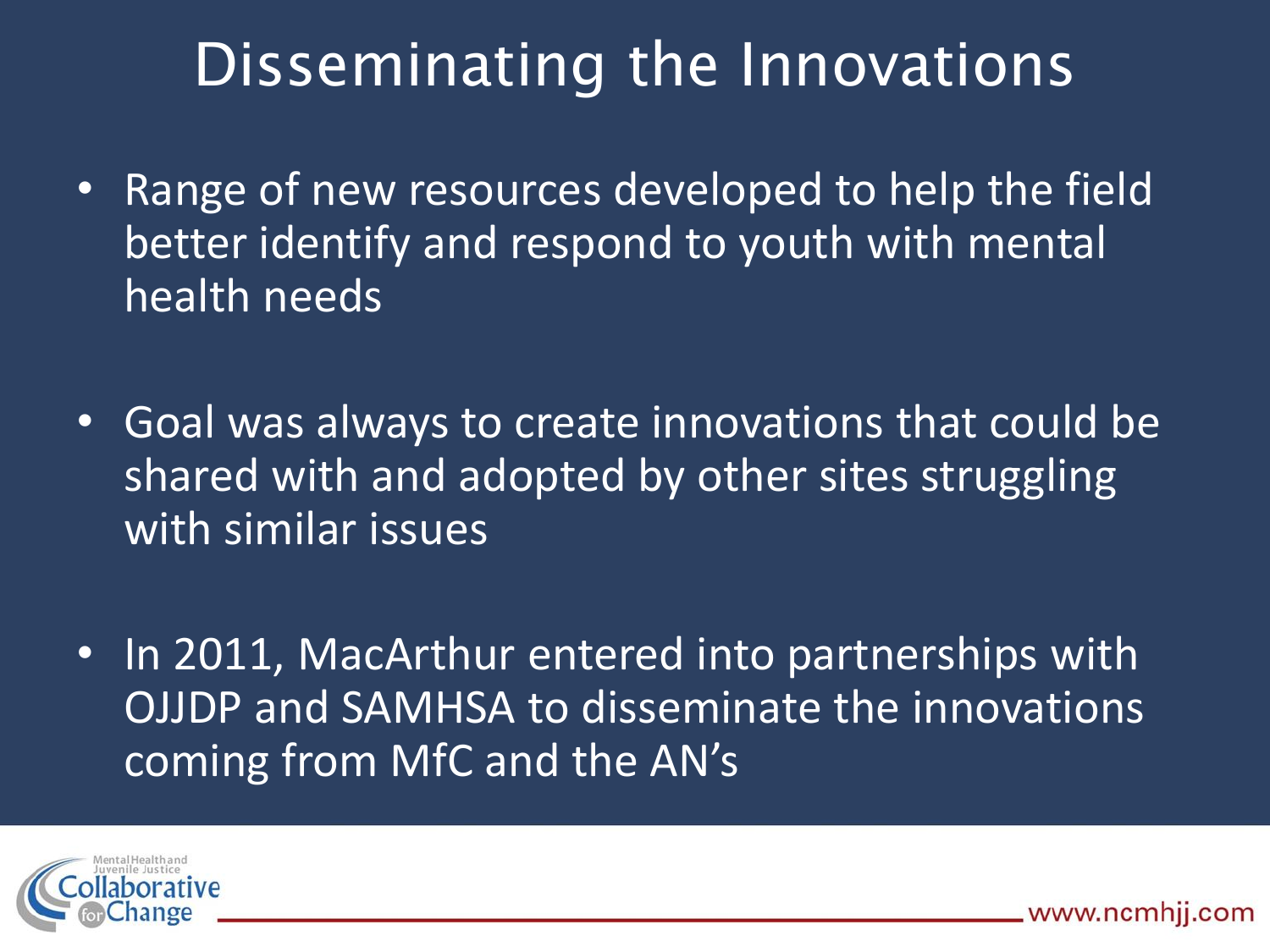# Disseminating the Innovations

- Range of new resources developed to help the field better identify and respond to youth with mental health needs
- Goal was always to create innovations that could be shared with and adopted by other sites struggling with similar issues
- In 2011, MacArthur entered into partnerships with OJJDP and SAMHSA to disseminate the innovations coming from MfC and the AN's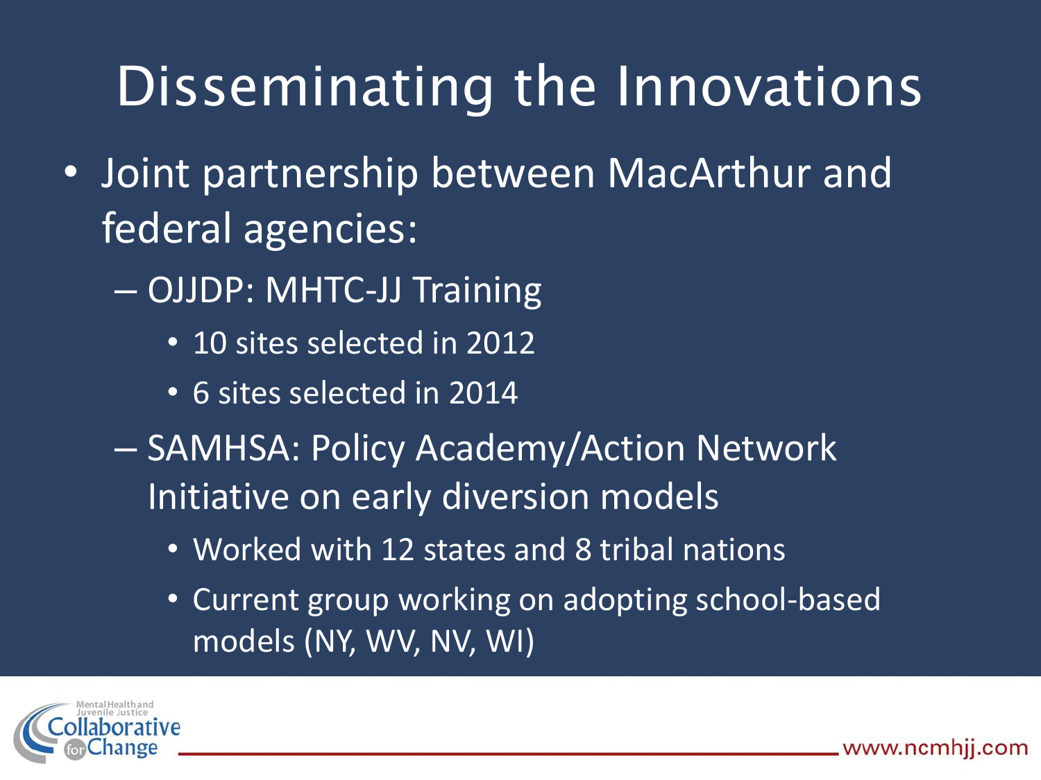# Disseminating the Innovations

- Joint partnership between MacArthur and federal agencies:
  - OJJDP: MHTC-JJ Training
    - 10 sites selected in 2012
    - 6 sites selected in 2014
  - SAMHSA: Policy Academy/Action Network Initiative on early diversion models
    - Worked with 12 states and 8 tribal nations
    - Current group working on adopting school-based models (NY, WV, NV, WI)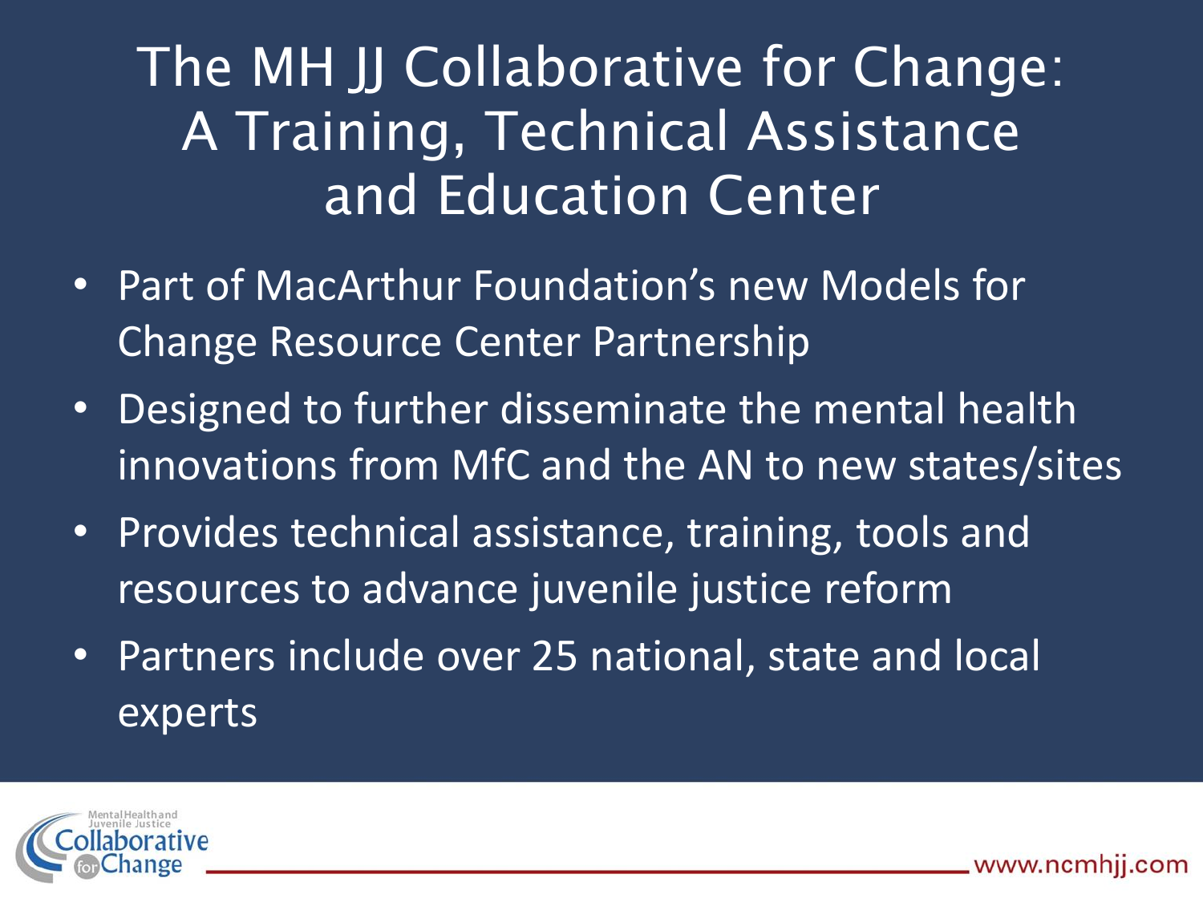# The MH JJ Collaborative for Change: A Training, Technical Assistance and Education Center

- Part of MacArthur Foundation's new Models for Change Resource Center Partnership
- Designed to further disseminate the mental health innovations from MfC and the AN to new states/sites
- Provides technical assistance, training, tools and resources to advance juvenile justice reform
- Partners include over 25 national, state and local experts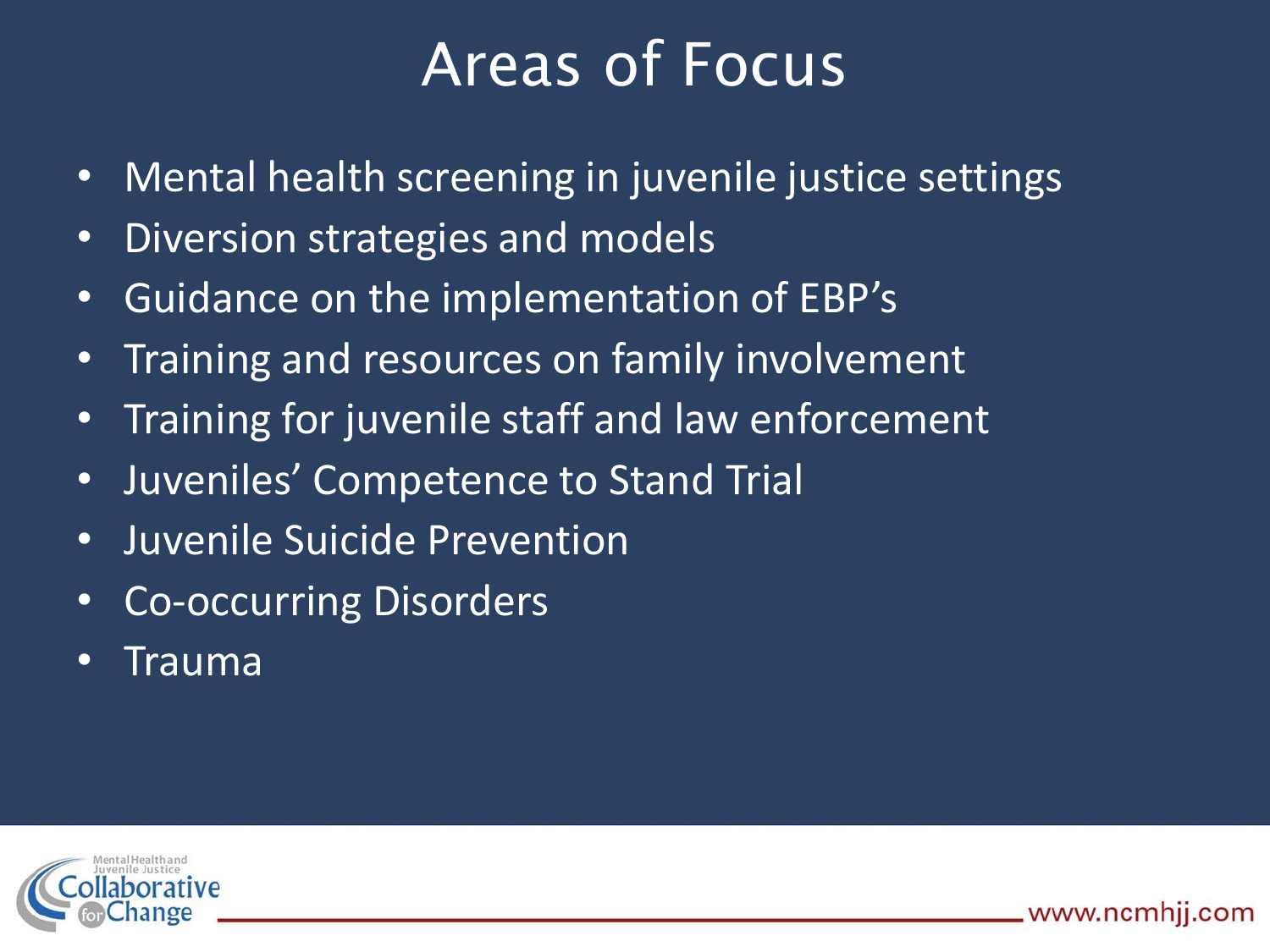# Areas of Focus

- Mental health screening in juvenile justice settings
- Diversion strategies and models
- Guidance on the implementation of EBP's
- Training and resources on family involvement
- Training for juvenile staff and law enforcement
- Juveniles' Competence to Stand Trial
- Juvenile Suicide Prevention
- Co-occurring Disorders
- Trauma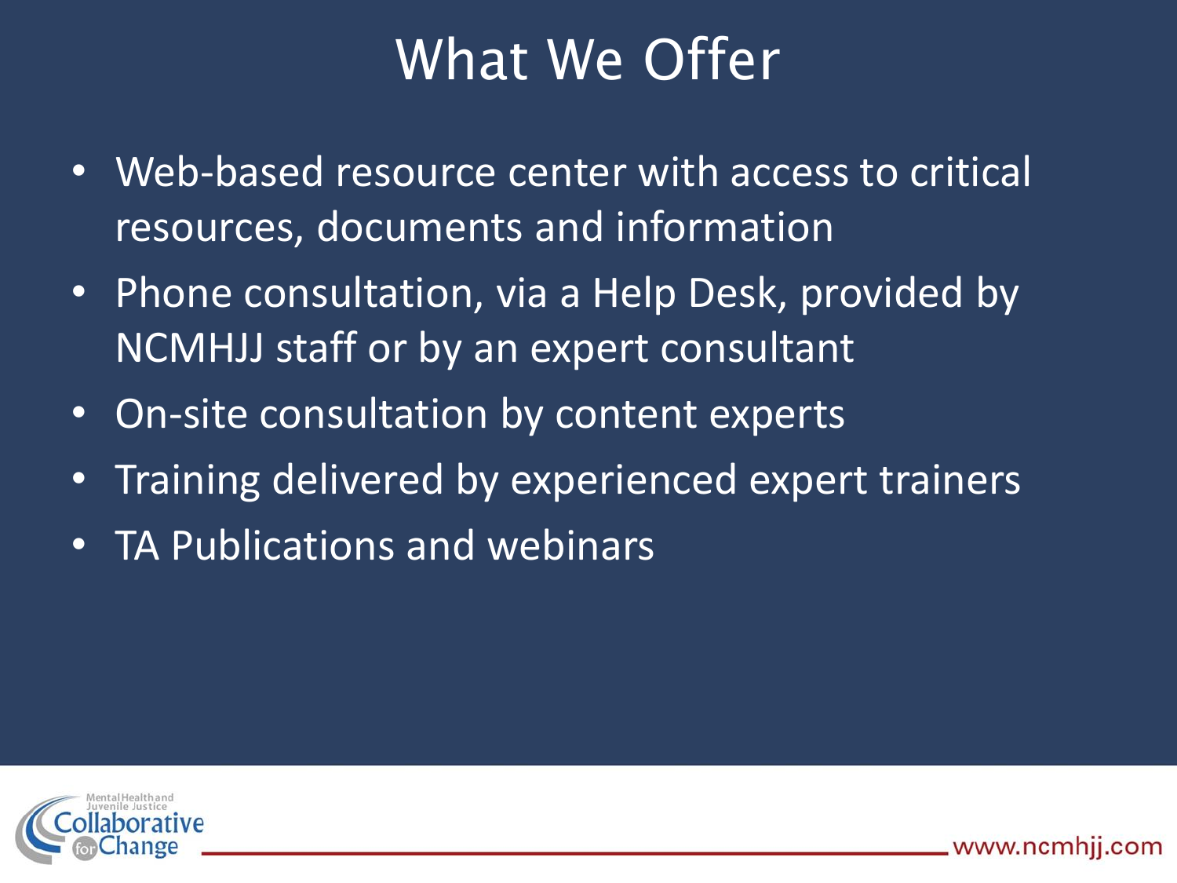# What We Offer

- Web-based resource center with access to critical resources, documents and information
- Phone consultation, via a Help Desk, provided by NCMHJJ staff or by an expert consultant
- On-site consultation by content experts
- Training delivered by experienced expert trainers
- TA Publications and webinars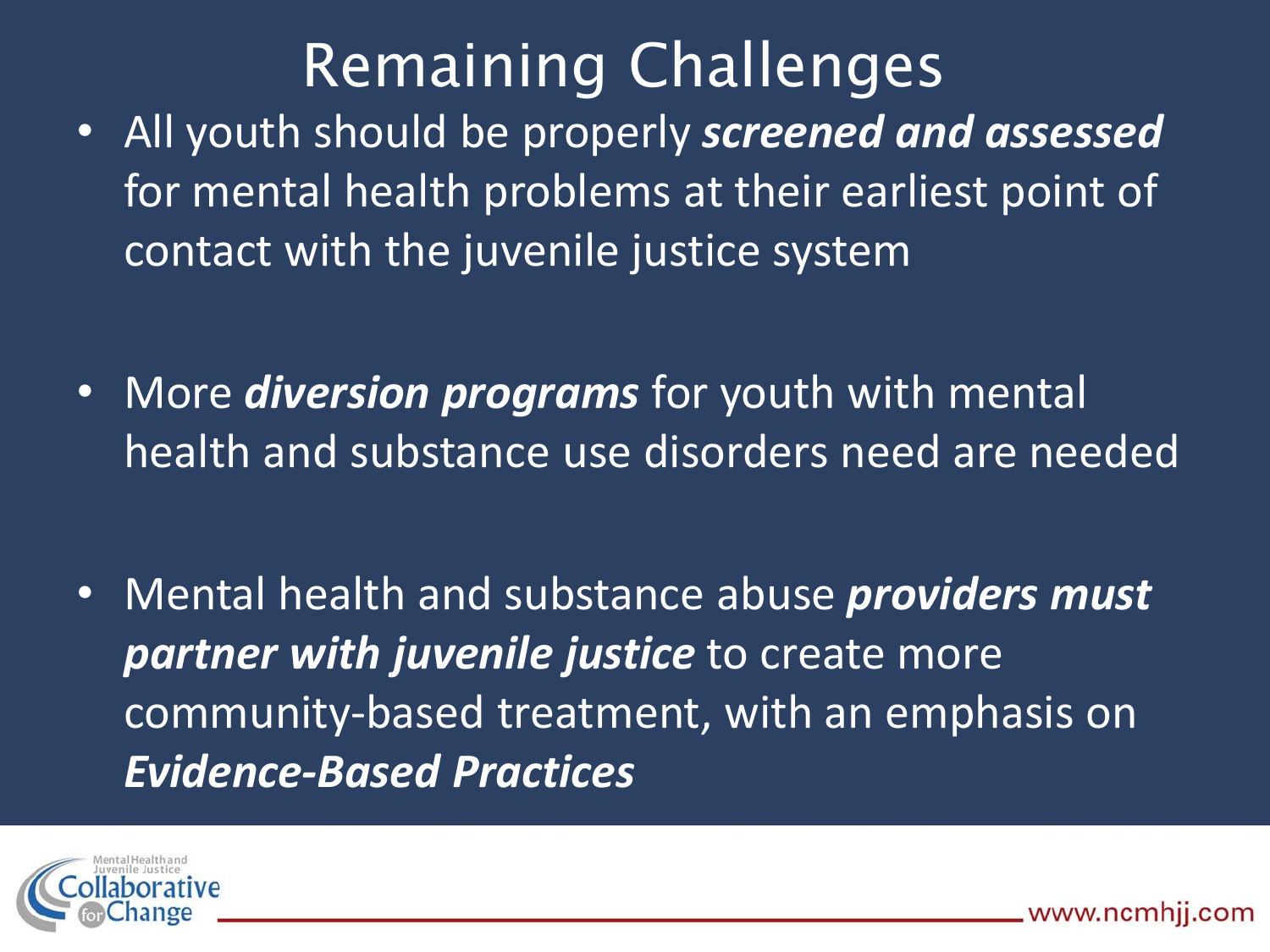# Remaining Challenges

- All youth should be properly ***screened and assessed*** for mental health problems at their earliest point of contact with the juvenile justice system
- More ***diversion programs*** for youth with mental health and substance use disorders need are needed
- Mental health and substance abuse ***providers must partner with juvenile justice*** to create more community-based treatment, with an emphasis on ***Evidence-Based Practices***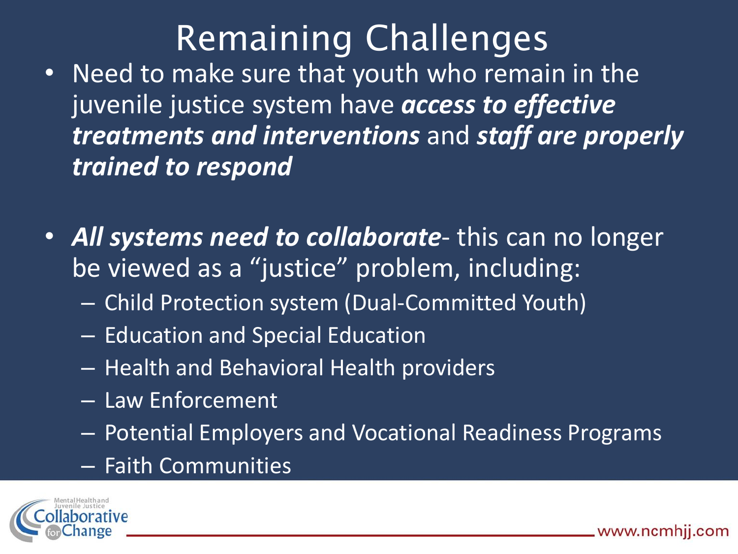# Remaining Challenges

- Need to make sure that youth who remain in the juvenile justice system have ***access to effective treatments and interventions*** and ***staff are properly trained to respond***

- ***All systems need to collaborate***- this can no longer be viewed as a “justice” problem, including:
  - Child Protection system (Dual-Committed Youth)
  - Education and Special Education
  - Health and Behavioral Health providers
  - Law Enforcement
  - Potential Employers and Vocational Readiness Programs
  - Faith Communities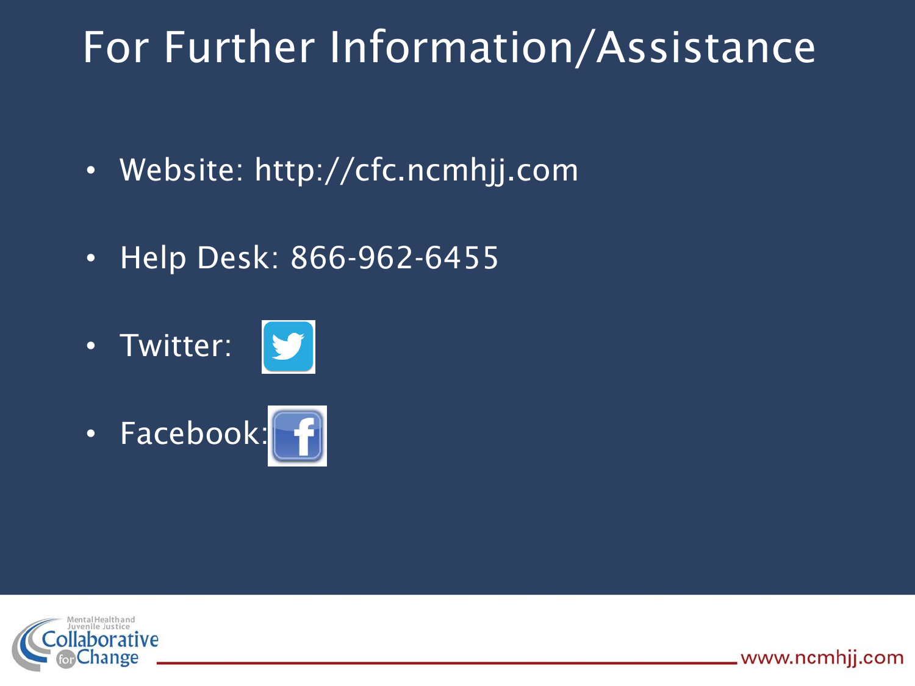# For Further Information/Assistance

- Website: http://cfc.ncmhjj.com
- Help Desk: 866-962-6455
- Twitter:
- Facebook: